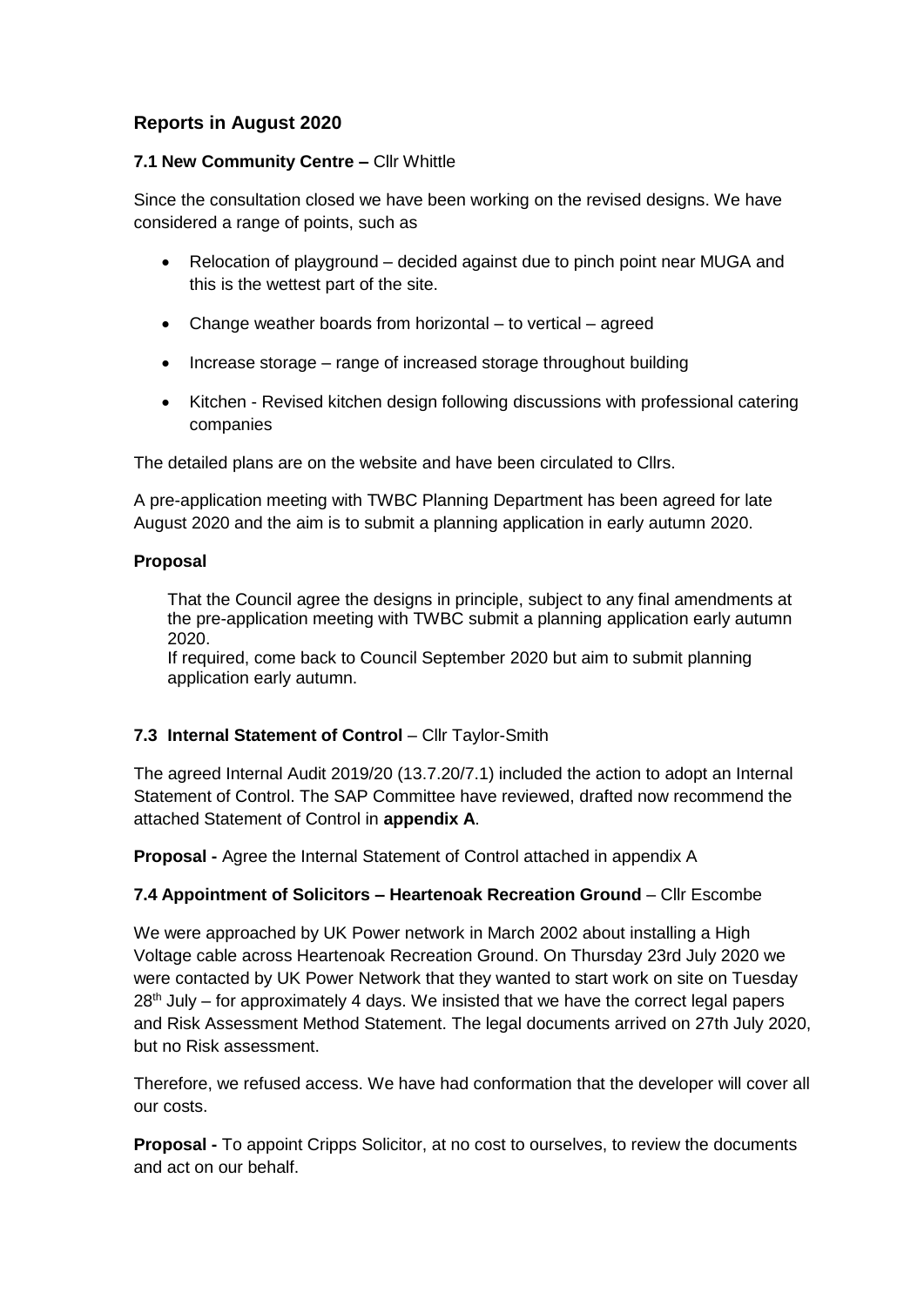## Reports in August 2020

### 7.1 New Community Centre – Cllr Whittle

Since the consultation closed we have been working on the revised designs. We have considered a range of points, such as

- Relocation of playground – decided against due to pinch point near MUGA and this is the wettest part of the site.
- Change weather boards from horizontal – to vertical – agreed
- Increase storage – range of increased storage throughout building
- Kitchen - Revised kitchen design following discussions with professional catering companies

The detailed plans are on the website and have been circulated to Cllrs.

A pre-application meeting with TWBC Planning Department has been agreed for late August 2020 and the aim is to submit a planning application in early autumn 2020.

**Proposal**

That the Council agree the designs in principle, subject to any final amendments at the pre-application meeting with TWBC submit a planning application early autumn 2020.
If required, come back to Council September 2020 but aim to submit planning application early autumn.

### 7.3 Internal Statement of Control – Cllr Taylor-Smith

The agreed Internal Audit 2019/20 (13.7.20/7.1) included the action to adopt an Internal Statement of Control. The SAP Committee have reviewed, drafted now recommend the attached Statement of Control in **appendix A**.

**Proposal -** Agree the Internal Statement of Control attached in appendix A

### 7.4 Appointment of Solicitors – Heartenoak Recreation Ground – Cllr Escombe

We were approached by UK Power network in March 2002 about installing a High Voltage cable across Heartenoak Recreation Ground. On Thursday 23rd July 2020 we were contacted by UK Power Network that they wanted to start work on site on Tuesday 28th July – for approximately 4 days. We insisted that we have the correct legal papers and Risk Assessment Method Statement. The legal documents arrived on 27th July 2020, but no Risk assessment.

Therefore, we refused access. We have had conformation that the developer will cover all our costs.

**Proposal -** To appoint Cripps Solicitor, at no cost to ourselves, to review the documents and act on our behalf.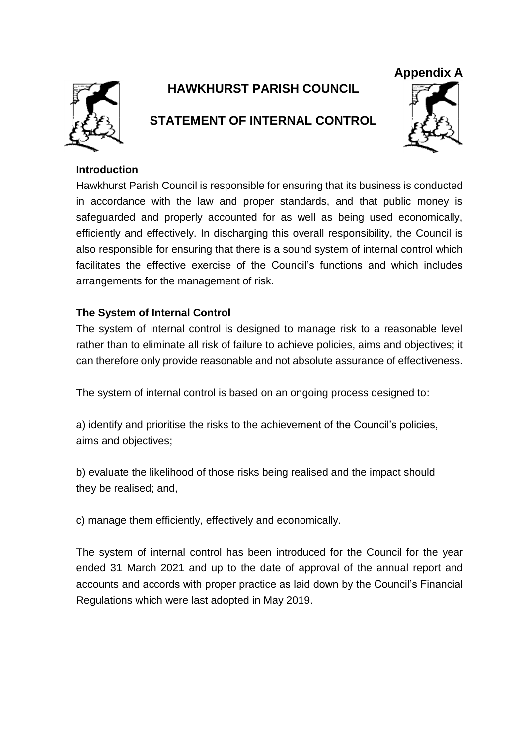**Appendix A**

# HAWKHURST PARISH COUNCIL

## STATEMENT OF INTERNAL CONTROL

**Introduction**

Hawkhurst Parish Council is responsible for ensuring that its business is conducted in accordance with the law and proper standards, and that public money is safeguarded and properly accounted for as well as being used economically, efficiently and effectively. In discharging this overall responsibility, the Council is also responsible for ensuring that there is a sound system of internal control which facilitates the effective exercise of the Council's functions and which includes arrangements for the management of risk.

**The System of Internal Control**

The system of internal control is designed to manage risk to a reasonable level rather than to eliminate all risk of failure to achieve policies, aims and objectives; it can therefore only provide reasonable and not absolute assurance of effectiveness.

The system of internal control is based on an ongoing process designed to:

a) identify and prioritise the risks to the achievement of the Council's policies, aims and objectives;

b) evaluate the likelihood of those risks being realised and the impact should they be realised; and,

c) manage them efficiently, effectively and economically.

The system of internal control has been introduced for the Council for the year ended 31 March 2021 and up to the date of approval of the annual report and accounts and accords with proper practice as laid down by the Council's Financial Regulations which were last adopted in May 2019.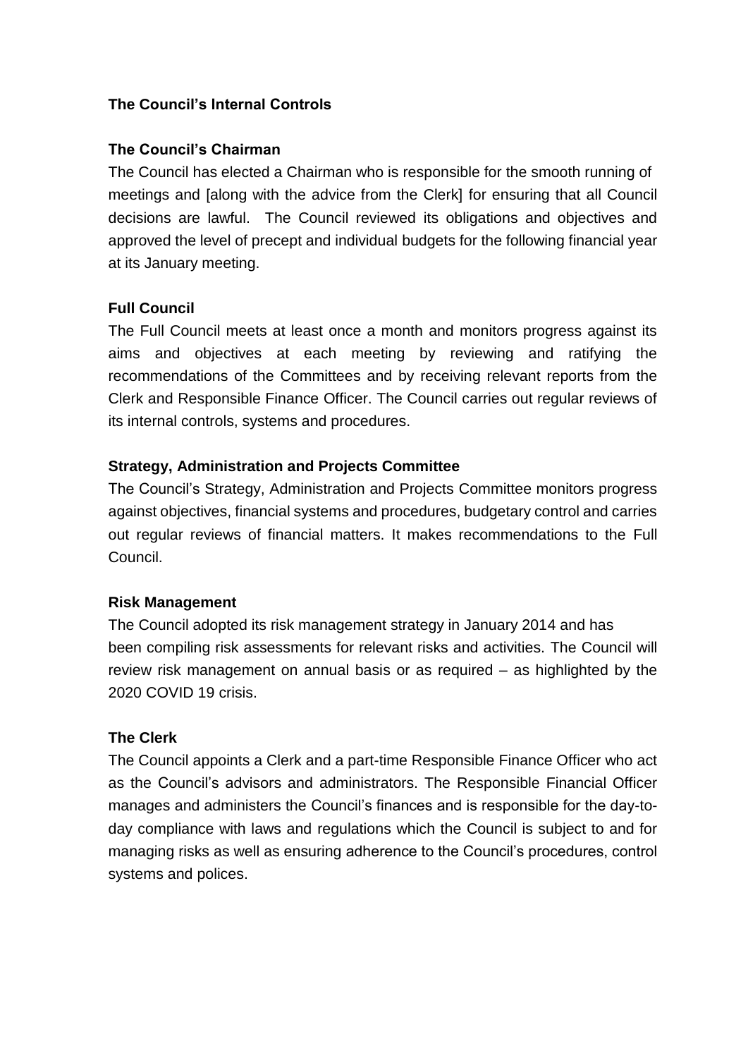**The Council's Internal Controls**

**The Council's Chairman**

The Council has elected a Chairman who is responsible for the smooth running of meetings and [along with the advice from the Clerk] for ensuring that all Council decisions are lawful. The Council reviewed its obligations and objectives and approved the level of precept and individual budgets for the following financial year at its January meeting.

**Full Council**

The Full Council meets at least once a month and monitors progress against its aims and objectives at each meeting by reviewing and ratifying the recommendations of the Committees and by receiving relevant reports from the Clerk and Responsible Finance Officer. The Council carries out regular reviews of its internal controls, systems and procedures.

**Strategy, Administration and Projects Committee**

The Council's Strategy, Administration and Projects Committee monitors progress against objectives, financial systems and procedures, budgetary control and carries out regular reviews of financial matters. It makes recommendations to the Full Council.

**Risk Management**

The Council adopted its risk management strategy in January 2014 and has been compiling risk assessments for relevant risks and activities. The Council will review risk management on annual basis or as required – as highlighted by the 2020 COVID 19 crisis.

**The Clerk**

The Council appoints a Clerk and a part-time Responsible Finance Officer who act as the Council's advisors and administrators. The Responsible Financial Officer manages and administers the Council's finances and is responsible for the day-to-day compliance with laws and regulations which the Council is subject to and for managing risks as well as ensuring adherence to the Council's procedures, control systems and polices.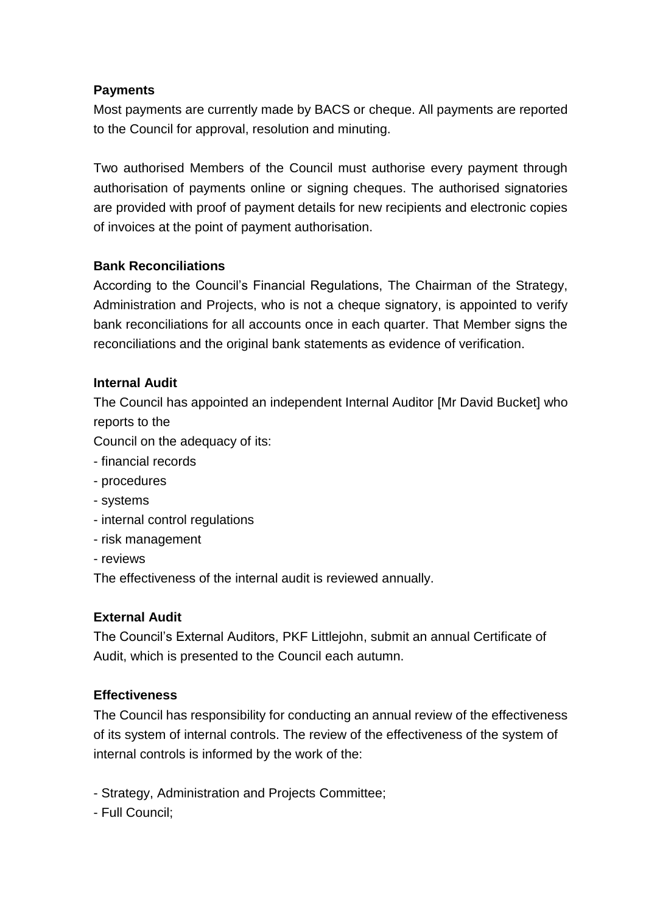**Payments**

Most payments are currently made by BACS or cheque. All payments are reported to the Council for approval, resolution and minuting.

Two authorised Members of the Council must authorise every payment through authorisation of payments online or signing cheques. The authorised signatories are provided with proof of payment details for new recipients and electronic copies of invoices at the point of payment authorisation.

**Bank Reconciliations**

According to the Council's Financial Regulations, The Chairman of the Strategy, Administration and Projects, who is not a cheque signatory, is appointed to verify bank reconciliations for all accounts once in each quarter. That Member signs the reconciliations and the original bank statements as evidence of verification.

**Internal Audit**

The Council has appointed an independent Internal Auditor [Mr David Bucket] who reports to the
Council on the adequacy of its:

- financial records
- procedures
- systems
- internal control regulations
- risk management
- reviews

The effectiveness of the internal audit is reviewed annually.

**External Audit**

The Council's External Auditors, PKF Littlejohn, submit an annual Certificate of Audit, which is presented to the Council each autumn.

**Effectiveness**

The Council has responsibility for conducting an annual review of the effectiveness of its system of internal controls. The review of the effectiveness of the system of internal controls is informed by the work of the:

- Strategy, Administration and Projects Committee;
- Full Council;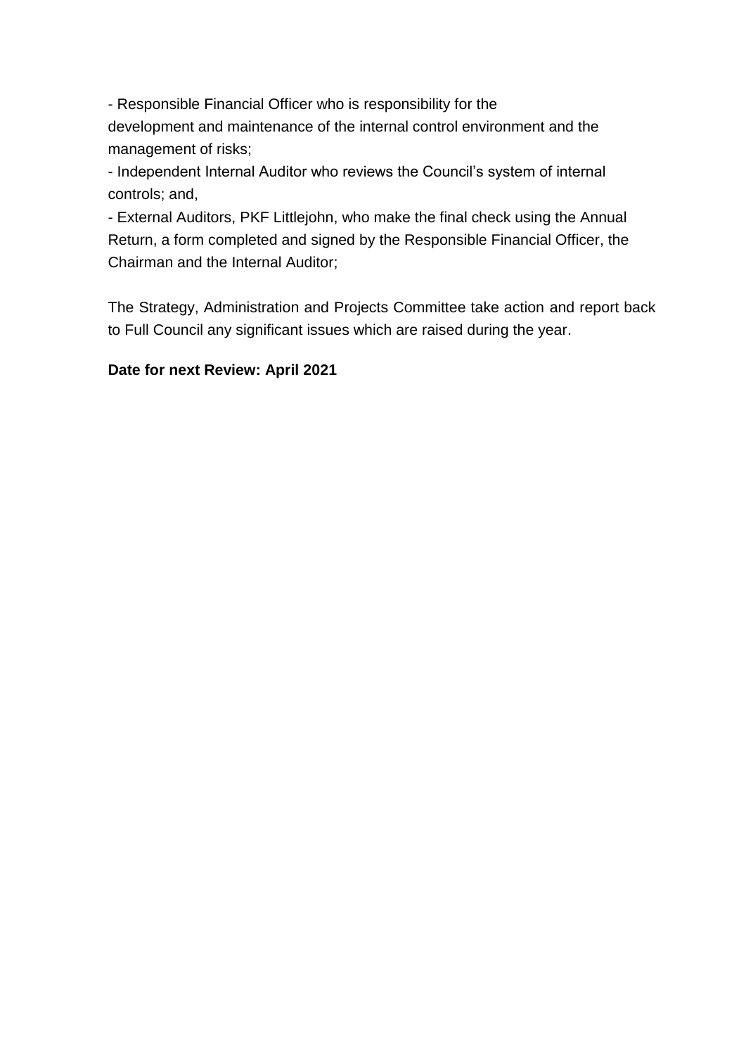- Responsible Financial Officer who is responsibility for the development and maintenance of the internal control environment and the management of risks;
- Independent Internal Auditor who reviews the Council's system of internal controls; and,
- External Auditors, PKF Littlejohn, who make the final check using the Annual Return, a form completed and signed by the Responsible Financial Officer, the Chairman and the Internal Auditor;

The Strategy, Administration and Projects Committee take action and report back to Full Council any significant issues which are raised during the year.

**Date for next Review: April 2021**